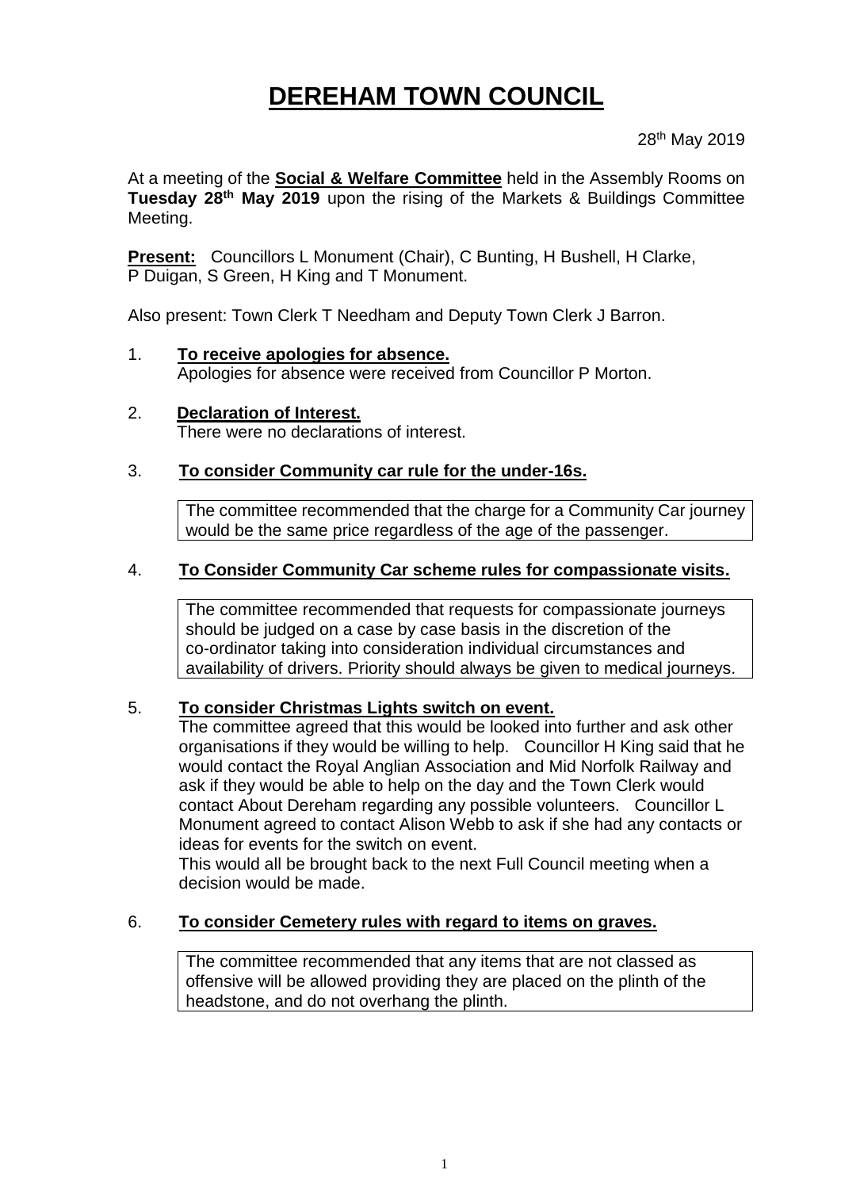# DEREHAM TOWN COUNCIL

28th May 2019

At a meeting of the **Social & Welfare Committee** held in the Assembly Rooms on **Tuesday 28th May 2019** upon the rising of the Markets & Buildings Committee Meeting.

**Present:** Councillors L Monument (Chair), C Bunting, H Bushell, H Clarke, P Duigan, S Green, H King and T Monument.

Also present: Town Clerk T Needham and Deputy Town Clerk J Barron.

1. **To receive apologies for absence.**
   Apologies for absence were received from Councillor P Morton.

2. **Declaration of Interest.**
   There were no declarations of interest.

3. **To consider Community car rule for the under-16s.**

   The committee recommended that the charge for a Community Car journey would be the same price regardless of the age of the passenger.

4. **To Consider Community Car scheme rules for compassionate visits.**

   The committee recommended that requests for compassionate journeys should be judged on a case by case basis in the discretion of the co-ordinator taking into consideration individual circumstances and availability of drivers. Priority should always be given to medical journeys.

5. **To consider Christmas Lights switch on event.**
   The committee agreed that this would be looked into further and ask other organisations if they would be willing to help. Councillor H King said that he would contact the Royal Anglian Association and Mid Norfolk Railway and ask if they would be able to help on the day and the Town Clerk would contact About Dereham regarding any possible volunteers. Councillor L Monument agreed to contact Alison Webb to ask if she had any contacts or ideas for events for the switch on event.
   This would all be brought back to the next Full Council meeting when a decision would be made.

6. **To consider Cemetery rules with regard to items on graves.**

   The committee recommended that any items that are not classed as offensive will be allowed providing they are placed on the plinth of the headstone, and do not overhang the plinth.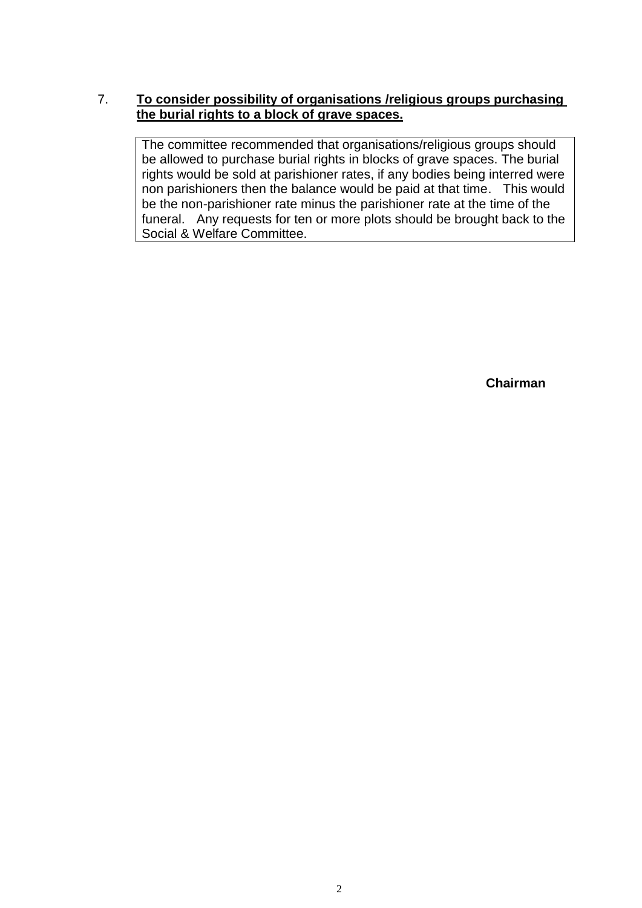7. **To consider possibility of organisations /religious groups purchasing the burial rights to a block of grave spaces.**

The committee recommended that organisations/religious groups should be allowed to purchase burial rights in blocks of grave spaces. The burial rights would be sold at parishioner rates, if any bodies being interred were non parishioners then the balance would be paid at that time. This would be the non-parishioner rate minus the parishioner rate at the time of the funeral. Any requests for ten or more plots should be brought back to the Social & Welfare Committee.

**Chairman**